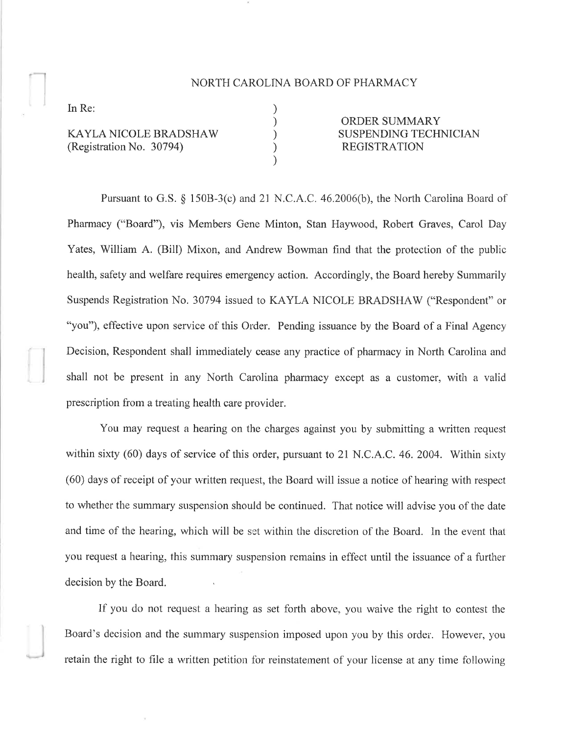# NORTH CAROLINA BOARD OF PHARMACY

In Re:

KAYLA NICOLE BRADSHAW
(Registration No. 30794)

**ORDER SUMMARY SUSPENDING TECHNICIAN REGISTRATION**

Pursuant to G.S. § 150B-3(c) and 21 N.C.A.C. 46.2006(b), the North Carolina Board of Pharmacy ("Board"), vis Members Gene Minton, Stan Haywood, Robert Graves, Carol Day Yates, William A. (Bill) Mixon, and Andrew Bowman find that the protection of the public health, safety and welfare requires emergency action. Accordingly, the Board hereby Summarily Suspends Registration No. 30794 issued to KAYLA NICOLE BRADSHAW ("Respondent" or "you"), effective upon service of this Order. Pending issuance by the Board of a Final Agency Decision, Respondent shall immediately cease any practice of pharmacy in North Carolina and shall not be present in any North Carolina pharmacy except as a customer, with a valid prescription from a treating health care provider.

You may request a hearing on the charges against you by submitting a written request within sixty (60) days of service of this order, pursuant to 21 N.C.A.C. 46. 2004. Within sixty (60) days of receipt of your written request, the Board will issue a notice of hearing with respect to whether the summary suspension should be continued. That notice will advise you of the date and time of the hearing, which will be set within the discretion of the Board. In the event that you request a hearing, this summary suspension remains in effect until the issuance of a further decision by the Board.

If you do not request a hearing as set forth above, you waive the right to contest the Board's decision and the summary suspension imposed upon you by this order. However, you retain the right to file a written petition for reinstatement of your license at any time following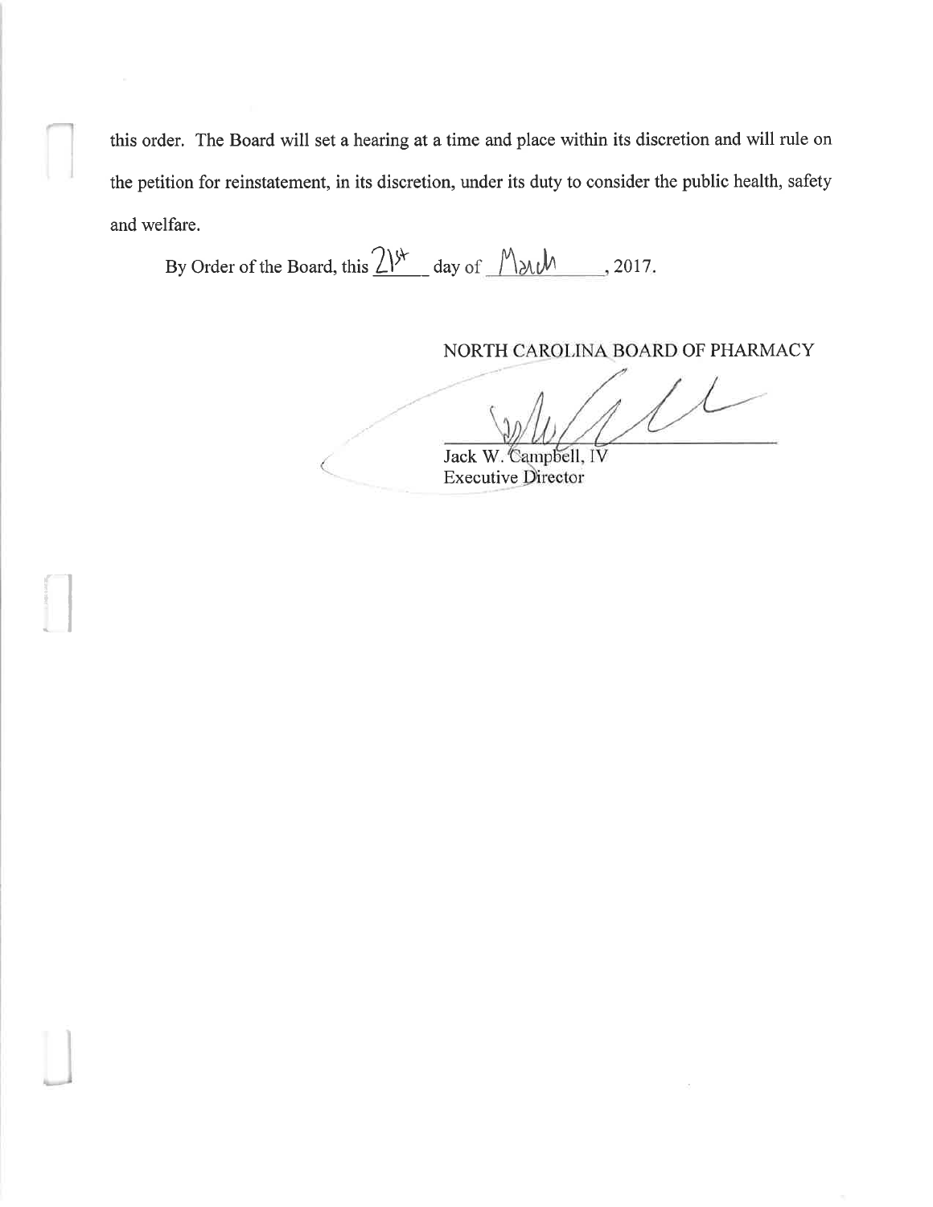this order. The Board will set a hearing at a time and place within its discretion and will rule on the petition for reinstatement, in its discretion, under its duty to consider the public health, safety and welfare.

By Order of the Board, this 21st day of March, 2017.

NORTH CAROLINA BOARD OF PHARMACY

Jack W. Campbell, IV
Executive Director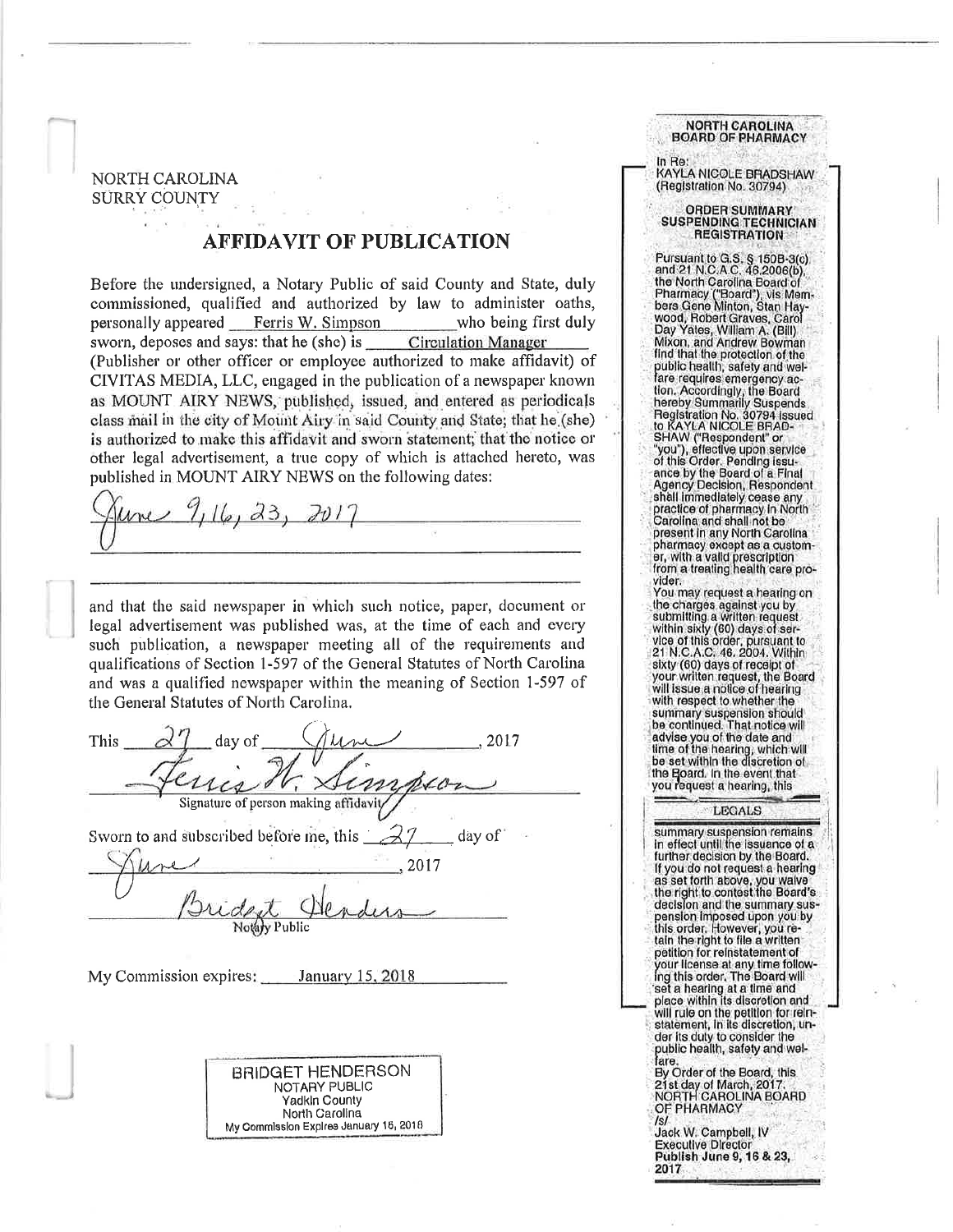NORTH CAROLINA
SURRY COUNTY

# AFFIDAVIT OF PUBLICATION

Before the undersigned, a Notary Public of said County and State, duly commissioned, qualified and authorized by law to administer oaths, personally appeared Ferris W. Simpson who being first duly sworn, deposes and says: that he (she) is Circulation Manager (Publisher or other officer or employee authorized to make affidavit) of CIVITAS MEDIA, LLC, engaged in the publication of a newspaper known as MOUNT AIRY NEWS, published, issued, and entered as periodicals class mail in the city of Mount Airy in said County and State; that he (she) is authorized to make this affidavit and sworn statement; that the notice or other legal advertisement, a true copy of which is attached hereto, was published in MOUNT AIRY NEWS on the following dates:

June 9, 16, 23, 2017

and that the said newspaper in which such notice, paper, document or legal advertisement was published was, at the time of each and every such publication, a newspaper meeting all of the requirements and qualifications of Section 1-597 of the General Statutes of North Carolina and was a qualified newspaper within the meaning of Section 1-597 of the General Statutes of North Carolina.

This 27 day of June, 2017

Ferris W. Simpson
Signature of person making affidavit

Sworn to and subscribed before me, this 27 day of June, 2017

Bridget Henderson
Notary Public

My Commission expires: January 15, 2018

BRIDGET HENDERSON
NOTARY PUBLIC
Yadkin County
North Carolina
My Commission Expires January 15, 2018

---

**NORTH CAROLINA BOARD OF PHARMACY**

In Re:
KAYLA NICOLE BRADSHAW
(Registration No. 30794)

**ORDER SUMMARY SUSPENDING TECHNICIAN REGISTRATION**

Pursuant to G.S. § 150B-3(c) and 21 N.C.A.C. 46.2006(b), the North Carolina Board of Pharmacy ("Board"), via Members Gene Minton, Stan Haywood, Robert Graves, Carol Day Yates, William A. (Bill) Mixon, and Andrew Bowman find that the protection of the public health, safety and welfare requires emergency action. Accordingly, the Board hereby Summarily Suspends Registration No. 30794 issued to KAYLA NICOLE BRADSHAW ("Respondent" or "you"), effective upon service of this Order. Pending issuance by the Board of a Final Agency Decision, Respondent shall immediately cease any practice of pharmacy in North Carolina and shall not be present in any North Carolina pharmacy except as a customer, with a valid prescription from a treating health care provider.

You may request a hearing on the charges against you by submitting a written request within sixty (60) days of service of this order, pursuant to 21 N.C.A.C. 46. 2004. Within sixty (60) days of receipt of your written request, the Board will issue a notice of hearing with respect to whether the summary suspension should be continued. That notice will advise you of the date and time of the hearing, which will be set within the discretion of the Board. In the event that you request a hearing, this summary suspension remains in effect until the issuance of a further decision by the Board. If you do not request a hearing as set forth above, you waive the right to contest the Board's decision and the summary suspension imposed upon you by this order. However, you retain the right to file a written petition for reinstatement of your license at any time following this order. The Board will set a hearing at a time and place within its discretion and will rule on the petition for reinstatement, in its discretion, under its duty to consider the public health, safety and welfare.

By Order of the Board, this 21st day of March, 2017.
NORTH CAROLINA BOARD OF PHARMACY
/s/
Jack W. Campbell, IV
Executive Director

**Publish June 9, 16 & 23, 2017**